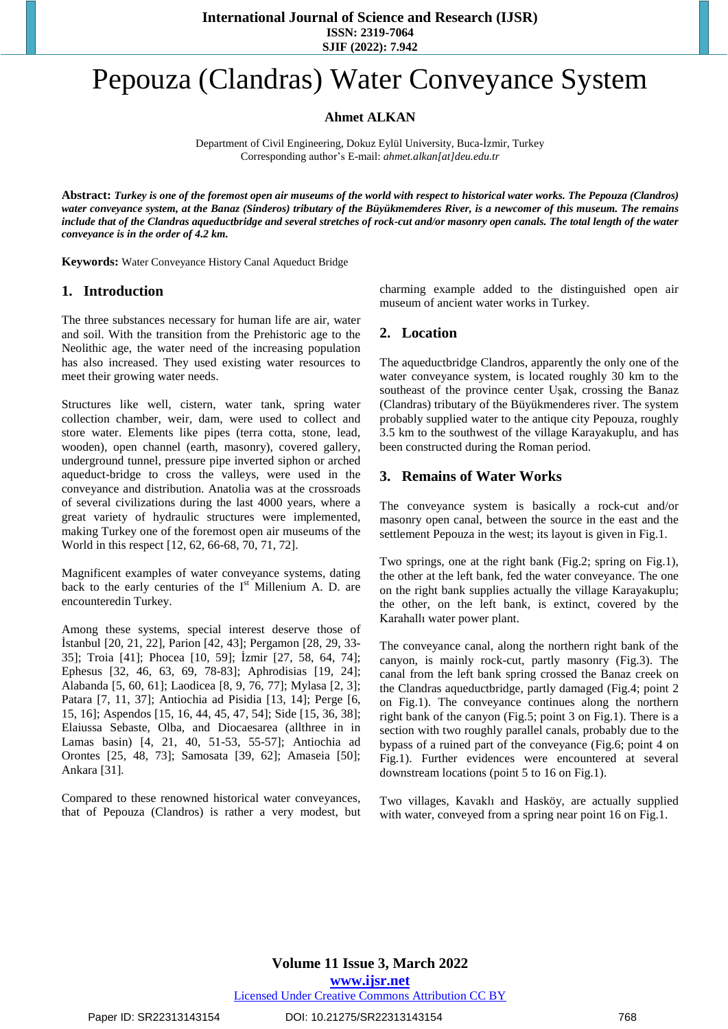# Pepouza (Clandras) Water Conveyance System

**Ahmet ALKAN**

Department of Civil Engineering, Dokuz Eylül University, Buca-İzmir, Turkey
Corresponding author's E-mail: *ahmet.alkan[at]deu.edu.tr*

**Abstract:** ***Turkey is one of the foremost open air museums of the world with respect to historical water works. The Pepouza (Clandros) water conveyance system, at the Banaz (Sinderos) tributary of the Büyükmemderes River, is a newcomer of this museum. The remains include that of the Clandras aqueductbridge and several stretches of rock-cut and/or masonry open canals. The total length of the water conveyance is in the order of 4.2 km.***

**Keywords:** Water Conveyance History Canal Aqueduct Bridge

## 1. Introduction

The three substances necessary for human life are air, water and soil. With the transition from the Prehistoric age to the Neolithic age, the water need of the increasing population has also increased. They used existing water resources to meet their growing water needs.

Structures like well, cistern, water tank, spring water collection chamber, weir, dam, were used to collect and store water. Elements like pipes (terra cotta, stone, lead, wooden), open channel (earth, masonry), covered gallery, underground tunnel, pressure pipe inverted siphon or arched aqueduct-bridge to cross the valleys, were used in the conveyance and distribution. Anatolia was at the crossroads of several civilizations during the last 4000 years, where a great variety of hydraulic structures were implemented, making Turkey one of the foremost open air museums of the World in this respect [12, 62, 66-68, 70, 71, 72].

Magnificent examples of water conveyance systems, dating back to the early centuries of the I[st] Millenium A. D. are encounteredin Turkey.

Among these systems, special interest deserve those of İstanbul [20, 21, 22], Parion [42, 43]; Pergamon [28, 29, 33-35]; Troia [41]; Phocea [10, 59]; İzmir [27, 58, 64, 74]; Ephesus [32, 46, 63, 69, 78-83]; Aphrodisias [19, 24]; Alabanda [5, 60, 61]; Laodicea [8, 9, 76, 77]; Mylasa [2, 3]; Patara [7, 11, 37]; Antiochia ad Pisidia [13, 14]; Perge [6, 15, 16]; Aspendos [15, 16, 44, 45, 47, 54]; Side [15, 36, 38]; Elaiussa Sebaste, Olba, and Diocaesarea (allthree in in Lamas basin) [4, 21, 40, 51-53, 55-57]; Antiochia ad Orontes [25, 48, 73]; Samosata [39, 62]; Amaseia [50]; Ankara [31].

Compared to these renowned historical water conveyances, that of Pepouza (Clandros) is rather a very modest, but charming example added to the distinguished open air museum of ancient water works in Turkey.

## 2. Location

The aqueductbridge Clandros, apparently the only one of the water conveyance system, is located roughly 30 km to the southeast of the province center Uşak, crossing the Banaz (Clandras) tributary of the Büyükmenderes river. The system probably supplied water to the antique city Pepouza, roughly 3.5 km to the southwest of the village Karayakuplu, and has been constructed during the Roman period.

## 3. Remains of Water Works

The conveyance system is basically a rock-cut and/or masonry open canal, between the source in the east and the settlement Pepouza in the west; its layout is given in Fig.1.

Two springs, one at the right bank (Fig.2; spring on Fig.1), the other at the left bank, fed the water conveyance. The one on the right bank supplies actually the village Karayakuplu; the other, on the left bank, is extinct, covered by the Karahallı water power plant.

The conveyance canal, along the northern right bank of the canyon, is mainly rock-cut, partly masonry (Fig.3). The canal from the left bank spring crossed the Banaz creek on the Clandras aqueductbridge, partly damaged (Fig.4; point 2 on Fig.1). The conveyance continues along the northern right bank of the canyon (Fig.5; point 3 on Fig.1). There is a section with two roughly parallel canals, probably due to the bypass of a ruined part of the conveyance (Fig.6; point 4 on Fig.1). Further evidences were encountered at several downstream locations (point 5 to 16 on Fig.1).

Two villages, Kavaklı and Hasköy, are actually supplied with water, conveyed from a spring near point 16 on Fig.1.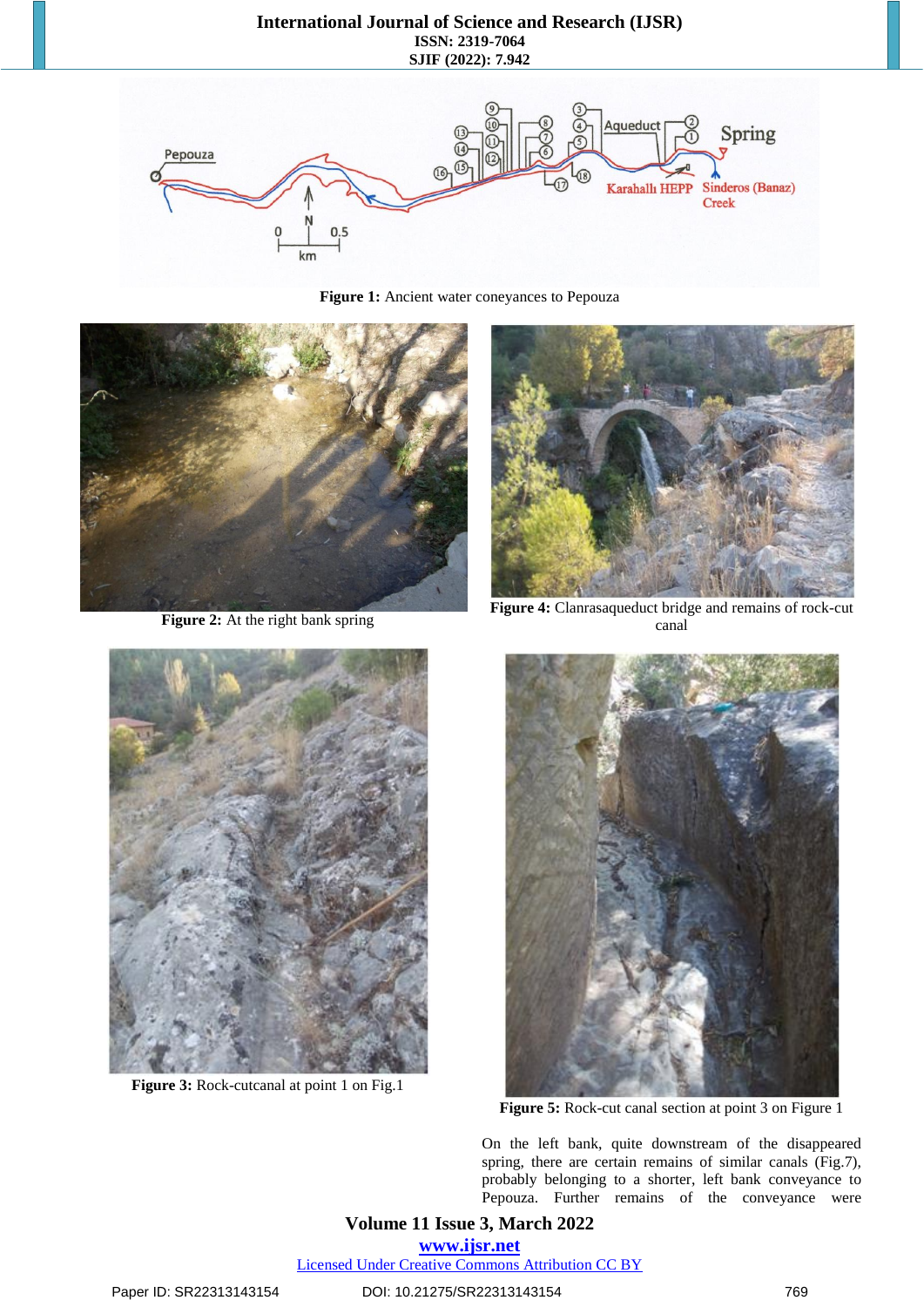Figure 1: Ancient water coneyances to Pepouza

Figure 2: At the right bank spring

Figure 4: Clanrasaqueduct bridge and remains of rock-cut canal

Figure 3: Rock-cutcanal at point 1 on Fig.1

Figure 5: Rock-cut canal section at point 3 on Figure 1

On the left bank, quite downstream of the disappeared spring, there are certain remains of similar canals (Fig.7), probably belonging to a shorter, left bank conveyance to Pepouza. Further remains of the conveyance were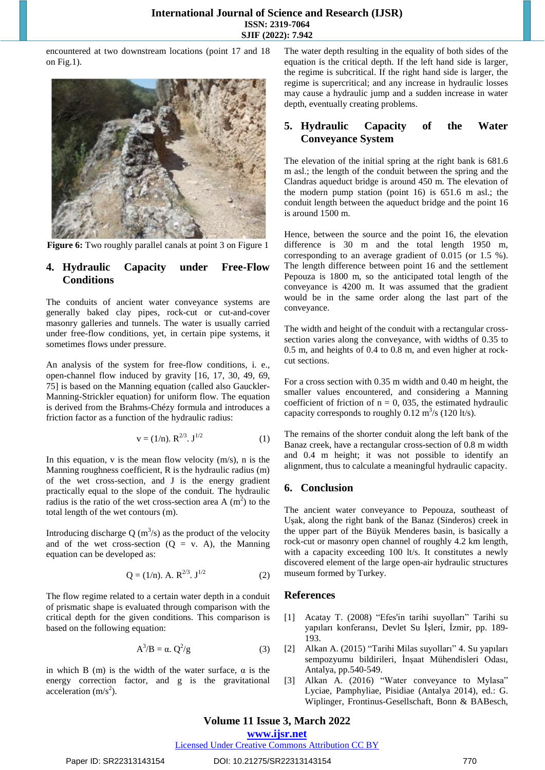encountered at two downstream locations (point 17 and 18 on Fig.1).

**Figure 6:** Two roughly parallel canals at point 3 on Figure 1

## 4. Hydraulic Capacity under Free-Flow Conditions

The conduits of ancient water conveyance systems are generally baked clay pipes, rock-cut or cut-and-cover masonry galleries and tunnels. The water is usually carried under free-flow conditions, yet, in certain pipe systems, it sometimes flows under pressure.

An analysis of the system for free-flow conditions, i. e., open-channel flow induced by gravity [16, 17, 30, 49, 69, 75] is based on the Manning equation (called also Gauckler-Manning-Strickler equation) for uniform flow. The equation is derived from the Brahms-Chézy formula and introduces a friction factor as a function of the hydraulic radius:

$$v = (1/n).\ R^{2/3}.\ J^{1/2} \qquad (1)$$

In this equation, v is the mean flow velocity (m/s), n is the Manning roughness coefficient, R is the hydraulic radius (m) of the wet cross-section, and J is the energy gradient practically equal to the slope of the conduit. The hydraulic radius is the ratio of the wet cross-section area A ($m^2$) to the total length of the wet contours (m).

Introducing discharge Q ($m^3$/s) as the product of the velocity and of the wet cross-section (Q = v. A), the Manning equation can be developed as:

$$Q = (1/n).\ A.\ R^{2/3}.\ J^{1/2} \qquad (2)$$

The flow regime related to a certain water depth in a conduit of prismatic shape is evaluated through comparison with the critical depth for the given conditions. This comparison is based on the following equation:

$$A^3/B = \alpha.\ Q^2/g \qquad (3)$$

in which B (m) is the width of the water surface, α is the energy correction factor, and g is the gravitational acceleration ($m/s^2$).

The water depth resulting in the equality of both sides of the equation is the critical depth. If the left hand side is larger, the regime is subcritical. If the right hand side is larger, the regime is supercritical; and any increase in hydraulic losses may cause a hydraulic jump and a sudden increase in water depth, eventually creating problems.

## 5. Hydraulic Capacity of the Water Conveyance System

The elevation of the initial spring at the right bank is 681.6 m asl.; the length of the conduit between the spring and the Clandras aqueduct bridge is around 450 m. The elevation of the modern pump station (point 16) is 651.6 m asl.; the conduit length between the aqueduct bridge and the point 16 is around 1500 m.

Hence, between the source and the point 16, the elevation difference is 30 m and the total length 1950 m, corresponding to an average gradient of 0.015 (or 1.5 %). The length difference between point 16 and the settlement Pepouza is 1800 m, so the anticipated total length of the conveyance is 4200 m. It was assumed that the gradient would be in the same order along the last part of the conveyance.

The width and height of the conduit with a rectangular cross-section varies along the conveyance, with widths of 0.35 to 0.5 m, and heights of 0.4 to 0.8 m, and even higher at rock-cut sections.

For a cross section with 0.35 m width and 0.40 m height, the smaller values encountered, and considering a Manning coefficient of friction of n = 0, 035, the estimated hydraulic capacity corresponds to roughly 0.12 $m^3$/s (120 lt/s).

The remains of the shorter conduit along the left bank of the Banaz creek, have a rectangular cross-section of 0.8 m width and 0.4 m height; it was not possible to identify an alignment, thus to calculate a meaningful hydraulic capacity.

## 6. Conclusion

The ancient water conveyance to Pepouza, southeast of Uşak, along the right bank of the Banaz (Sinderos) creek in the upper part of the Büyük Menderes basin, is basically a rock-cut or masonry open channel of roughly 4.2 km length, with a capacity exceeding 100 lt/s. It constitutes a newly discovered element of the large open-air hydraulic structures museum formed by Turkey.

## References

[1] Acatay T. (2008) "Efes'in tarihi suyolları" Tarihi su yapıları konferansı, Devlet Su İşleri, İzmir, pp. 189-193.

[2] Alkan A. (2015) "Tarihi Milas suyolları" 4. Su yapıları sempozyumu bildirileri, İnşaat Mühendisleri Odası, Antalya, pp.540-549.

[3] Alkan A. (2016) "Water conveyance to Mylasa" Lyciae, Pamphyliae, Pisidiae (Antalya 2014), ed.: G. Wiplinger, Frontinus-Gesellschaft, Bonn & BABesch,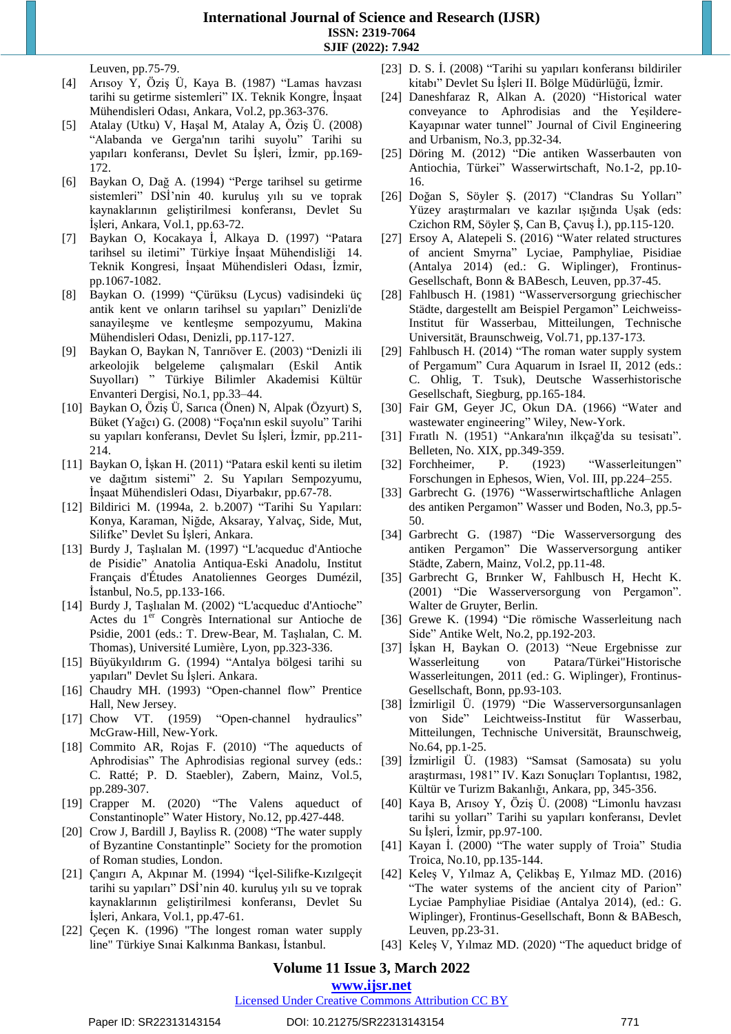Leuven, pp.75-79.

[4] Arısoy Y, Öziş Ü, Kaya B. (1987) "Lamas havzası tarihi su getirme sistemleri" IX. Teknik Kongre, İnşaat Mühendisleri Odası, Ankara, Vol.2, pp.363-376.

[5] Atalay (Utku) V, Haşal M, Atalay A, Öziş Ü. (2008) "Alabanda ve Gerga'nın tarihi suyolu" Tarihi su yapıları konferansı, Devlet Su İşleri, İzmir, pp.169-172.

[6] Baykan O, Dağ A. (1994) "Perge tarihsel su getirme sistemleri" DSİ'nin 40. kuruluş yılı su ve toprak kaynaklarının geliştirilmesi konferansı, Devlet Su İşleri, Ankara, Vol.1, pp.63-72.

[7] Baykan O, Kocakaya İ, Alkaya D. (1997) "Patara tarihsel su iletimi" Türkiye İnşaat Mühendisliği 14. Teknik Kongresi, İnşaat Mühendisleri Odası, İzmir, pp.1067-1082.

[8] Baykan O. (1999) "Çürüksu (Lycus) vadisindeki üç antik kent ve onların tarihsel su yapıları" Denizli'de sanayileşme ve kentleşme sempozyumu, Makina Mühendisleri Odası, Denizli, pp.117-127.

[9] Baykan O, Baykan N, Tanrıöver E. (2003) "Denizli ili arkeolojik belgeleme çalışmaları (Eskil Antik Suyolları) " Türkiye Bilimler Akademisi Kültür Envanteri Dergisi, No.1, pp.33–44.

[10] Baykan O, Öziş Ü, Sarıca (Önen) N, Alpak (Özyurt) S, Büket (Yağcı) G. (2008) "Foça'nın eskil suyolu" Tarihi su yapıları konferansı, Devlet Su İşleri, İzmir, pp.211-214.

[11] Baykan O, İşkan H. (2011) "Patara eskil kenti su iletim ve dağıtım sistemi" 2. Su Yapıları Sempozyumu, İnşaat Mühendisleri Odası, Diyarbakır, pp.67-78.

[12] Bildirici M. (1994a, 2. b.2007) "Tarihi Su Yapıları: Konya, Karaman, Niğde, Aksaray, Yalvaç, Side, Mut, Silifke" Devlet Su İşleri, Ankara.

[13] Burdy J, Taşlıalan M. (1997) "L'acqueduc d'Antioche de Pisidie" Anatolia Antiqua-Eski Anadolu, Institut Français d'Études Anatoliennes Georges Dumézil, İstanbul, No.5, pp.133-166.

[14] Burdy J, Taşlıalan M. (2002) "L'acqueduc d'Antioche" Actes du 1er Congrès International sur Antioche de Psidie, 2001 (eds.: T. Drew-Bear, M. Taşlıalan, C. M. Thomas), Université Lumière, Lyon, pp.323-336.

[15] Büyükyıldırım G. (1994) "Antalya bölgesi tarihi su yapıları" Devlet Su İşleri. Ankara.

[16] Chaudry MH. (1993) "Open-channel flow" Prentice Hall, New Jersey.

[17] Chow VT. (1959) "Open-channel hydraulics" McGraw-Hill, New-York.

[18] Commito AR, Rojas F. (2010) "The aqueducts of Aphrodisias" The Aphrodisias regional survey (eds.: C. Ratté; P. D. Staebler), Zabern, Mainz, Vol.5, pp.289-307.

[19] Crapper M. (2020) "The Valens aqueduct of Constantinople" Water History, No.12, pp.427-448.

[20] Crow J, Bardill J, Bayliss R. (2008) "The water supply of Byzantine Constantinple" Society for the promotion of Roman studies, London.

[21] Çangırı A, Akpınar M. (1994) "İçel-Silifke-Kızılgeçit tarihi su yapıları" DSİ'nin 40. kuruluş yılı su ve toprak kaynaklarının geliştirilmesi konferansı, Devlet Su İşleri, Ankara, Vol.1, pp.47-61.

[22] Çeçen K. (1996) "The longest roman water supply line" Türkiye Sınai Kalkınma Bankası, İstanbul.

[23] D. S. İ. (2008) "Tarihi su yapıları konferansı bildiriler kitabı" Devlet Su İşleri II. Bölge Müdürlüğü, İzmir.

[24] Daneshfaraz R, Alkan A. (2020) "Historical water conveyance to Aphrodisias and the Yeşildere-Kayapınar water tunnel" Journal of Civil Engineering and Urbanism, No.3, pp.32-34.

[25] Döring M. (2012) "Die antiken Wasserbauten von Antiochia, Türkei" Wasserwirtschaft, No.1-2, pp.10-16.

[26] Doğan S, Söyler Ş. (2017) "Clandras Su Yolları" Yüzey araştırmaları ve kazılar ışığında Uşak (eds: Czichon RM, Söyler Ş, Can B, Çavuş İ.), pp.115-120.

[27] Ersoy A, Alatepeli S. (2016) "Water related structures of ancient Smyrna" Lyciae, Pamphyliae, Pisidiae (Antalya 2014) (ed.: G. Wiplinger), Frontinus-Gesellschaft, Bonn & BABesch, Leuven, pp.37-45.

[28] Fahlbusch H. (1981) "Wasserversorgung griechischer Städte, dargestellt am Beispiel Pergamon" Leichweiss-Institut für Wasserbau, Mitteilungen, Technische Universität, Braunschweig, Vol.71, pp.137-173.

[29] Fahlbusch H. (2014) "The roman water supply system of Pergamum" Cura Aquarum in Israel II, 2012 (eds.: C. Ohlig, T. Tsuk), Deutsche Wasserhistorische Gesellschaft, Siegburg, pp.165-184.

[30] Fair GM, Geyer JC, Okun DA. (1966) "Water and wastewater engineering" Wiley, New-York.

[31] Fıratlı N. (1951) "Ankara'nın ilkçağ'da su tesisatı". Belleten, No. XIX, pp.349-359.

[32] Forchheimer, P. (1923) "Wasserleitungen" Forschungen in Ephesos, Wien, Vol. III, pp.224–255.

[33] Garbrecht G. (1976) "Wasserwirtschaftliche Anlagen des antiken Pergamon" Wasser und Boden, No.3, pp.5-50.

[34] Garbrecht G. (1987) "Die Wasserversorgung des antiken Pergamon" Die Wasserversorgung antiker Städte, Zabern, Mainz, Vol.2, pp.11-48.

[35] Garbrecht G, Brınker W, Fahlbusch H, Hecht K. (2001) "Die Wasserversorgung von Pergamon". Walter de Gruyter, Berlin.

[36] Grewe K. (1994) "Die römische Wasserleitung nach Side" Antike Welt, No.2, pp.192-203.

[37] İşkan H, Baykan O. (2013) "Neue Ergebnisse zur Wasserleitung von Patara/Türkei"Historische Wasserleitungen, 2011 (ed.: G. Wiplinger), Frontinus-Gesellschaft, Bonn, pp.93-103.

[38] İzmirligil Ü. (1979) "Die Wasserversorgunsanlagen von Side" Leichtweiss-Institut für Wasserbau, Mitteilungen, Technische Universität, Braunschweig, No.64, pp.1-25.

[39] İzmirligil Ü. (1983) "Samsat (Samosata) su yolu araştırması, 1981" IV. Kazı Sonuçları Toplantısı, 1982, Kültür ve Turizm Bakanlığı, Ankara, pp, 345-356.

[40] Kaya B, Arısoy Y, Öziş Ü. (2008) "Limonlu havzası tarihi su yolları" Tarihi su yapıları konferansı, Devlet Su İşleri, İzmir, pp.97-100.

[41] Kayan İ. (2000) "The water supply of Troia" Studia Troica, No.10, pp.135-144.

[42] Keleş V, Yılmaz A, Çelikbaş E, Yılmaz MD. (2016) "The water systems of the ancient city of Parion" Lyciae Pamphyliae Pisidiae (Antalya 2014), (ed.: G. Wiplinger), Frontinus-Gesellschaft, Bonn & BABesch, Leuven, pp.23-31.

[43] Keleş V, Yılmaz MD. (2020) "The aqueduct bridge of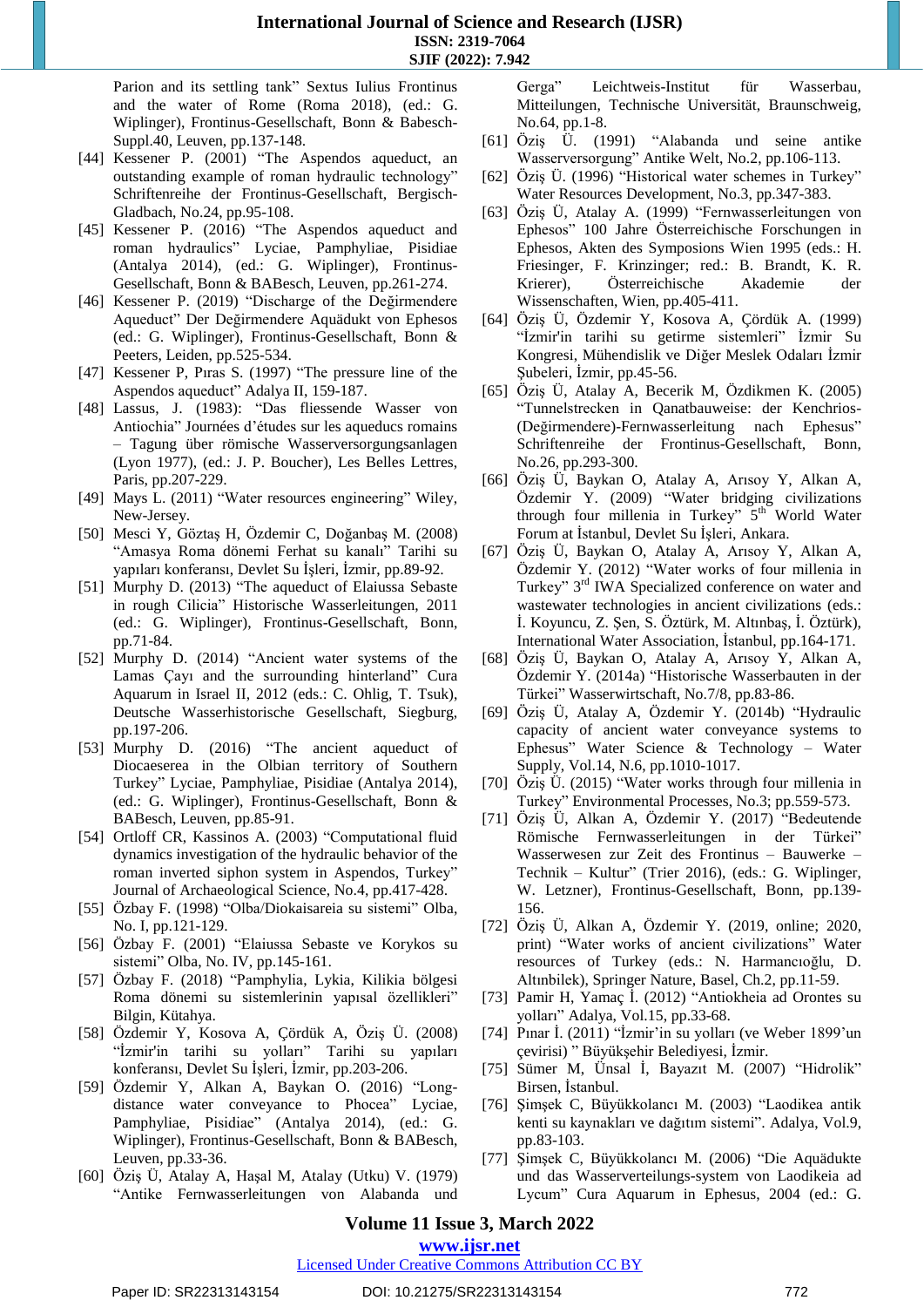Parion and its settling tank" Sextus Iulius Frontinus and the water of Rome (Roma 2018), (ed.: G. Wiplinger), Frontinus-Gesellschaft, Bonn & Babesch-Suppl.40, Leuven, pp.137-148.

[44] Kessener P. (2001) "The Aspendos aqueduct, an outstanding example of roman hydraulic technology" Schriftenreihe der Frontinus-Gesellschaft, Bergisch-Gladbach, No.24, pp.95-108.

[45] Kessener P. (2016) "The Aspendos aqueduct and roman hydraulics" Lyciae, Pamphyliae, Pisidiae (Antalya 2014), (ed.: G. Wiplinger), Frontinus-Gesellschaft, Bonn & BABesch, Leuven, pp.261-274.

[46] Kessener P. (2019) "Discharge of the Değirmendere Aqueduct" Der Değirmendere Aquädukt von Ephesos (ed.: G. Wiplinger), Frontinus-Gesellschaft, Bonn & Peeters, Leiden, pp.525-534.

[47] Kessener P, Pıras S. (1997) "The pressure line of the Aspendos aqueduct" Adalya II, 159-187.

[48] Lassus, J. (1983): "Das fliessende Wasser von Antiochia" Journées d'études sur les aqueducs romains – Tagung über römische Wasserversorgungsanlagen (Lyon 1977), (ed.: J. P. Boucher), Les Belles Lettres, Paris, pp.207-229.

[49] Mays L. (2011) "Water resources engineering" Wiley, New-Jersey.

[50] Mesci Y, Göztaş H, Özdemir C, Doğanbaş M. (2008) "Amasya Roma dönemi Ferhat su kanalı" Tarihi su yapıları konferansı, Devlet Su İşleri, İzmir, pp.89-92.

[51] Murphy D. (2013) "The aqueduct of Elaiussa Sebaste in rough Cilicia" Historische Wasserleitungen, 2011 (ed.: G. Wiplinger), Frontinus-Gesellschaft, Bonn, pp.71-84.

[52] Murphy D. (2014) "Ancient water systems of the Lamas Çayı and the surrounding hinterland" Cura Aquarum in Israel II, 2012 (eds.: C. Ohlig, T. Tsuk), Deutsche Wasserhistorische Gesellschaft, Siegburg, pp.197-206.

[53] Murphy D. (2016) "The ancient aqueduct of Diocaeserea in the Olbian territory of Southern Turkey" Lyciae, Pamphyliae, Pisidiae (Antalya 2014), (ed.: G. Wiplinger), Frontinus-Gesellschaft, Bonn & BABesch, Leuven, pp.85-91.

[54] Ortloff CR, Kassinos A. (2003) "Computational fluid dynamics investigation of the hydraulic behavior of the roman inverted siphon system in Aspendos, Turkey" Journal of Archaeological Science, No.4, pp.417-428.

[55] Özbay F. (1998) "Olba/Diokaisareia su sistemi" Olba, No. I, pp.121-129.

[56] Özbay F. (2001) "Elaiussa Sebaste ve Korykos su sistemi" Olba, No. IV, pp.145-161.

[57] Özbay F. (2018) "Pamphylia, Lykia, Kilikia bölgesi Roma dönemi su sistemlerinin yapısal özellikleri" Bilgin, Kütahya.

[58] Özdemir Y, Kosova A, Çördük A, Öziş Ü. (2008) "İzmir'in tarihi su yolları" Tarihi su yapıları konferansı, Devlet Su İşleri, İzmir, pp.203-206.

[59] Özdemir Y, Alkan A, Baykan O. (2016) "Long-distance water conveyance to Phocea" Lyciae, Pamphyliae, Pisidiae" (Antalya 2014), (ed.: G. Wiplinger), Frontinus-Gesellschaft, Bonn & BABesch, Leuven, pp.33-36.

[60] Öziş Ü, Atalay A, Haşal M, Atalay (Utku) V. (1979) "Antike Fernwasserleitungen von Alabanda und Gerga" Leichtweis-Institut für Wasserbau, Mitteilungen, Technische Universität, Braunschweig, No.64, pp.1-8.

[61] Öziş Ü. (1991) "Alabanda und seine antike Wasserversorgung" Antike Welt, No.2, pp.106-113.

[62] Öziş Ü. (1996) "Historical water schemes in Turkey" Water Resources Development, No.3, pp.347-383.

[63] Öziş Ü, Atalay A. (1999) "Fernwasserleitungen von Ephesos" 100 Jahre Österreichische Forschungen in Ephesos, Akten des Symposions Wien 1995 (eds.: H. Friesinger, F. Krinzinger; red.: B. Brandt, K. R. Krierer), Österreichische Akademie der Wissenschaften, Wien, pp.405-411.

[64] Öziş Ü, Özdemir Y, Kosova A, Çördük A. (1999) "İzmir'in tarihi su getirme sistemleri" İzmir Su Kongresi, Mühendislik ve Diğer Meslek Odaları İzmir Şubeleri, İzmir, pp.45-56.

[65] Öziş Ü, Atalay A, Becerik M, Özdikmen K. (2005) "Tunnelstrecken in Qanatbauweise: der Kenchrios-(Değirmendere)-Fernwasserleitung nach Ephesus" Schriftenreihe der Frontinus-Gesellschaft, Bonn, No.26, pp.293-300.

[66] Öziş Ü, Baykan O, Atalay A, Arısoy Y, Alkan A, Özdemir Y. (2009) "Water bridging civilizations through four millenia in Turkey" 5[th] World Water Forum at İstanbul, Devlet Su İşleri, Ankara.

[67] Öziş Ü, Baykan O, Atalay A, Arısoy Y, Alkan A, Özdemir Y. (2012) "Water works of four millenia in Turkey" 3[rd] IWA Specialized conference on water and wastewater technologies in ancient civilizations (eds.: İ. Koyuncu, Z. Şen, S. Öztürk, M. Altınbaş, İ. Öztürk), International Water Association, İstanbul, pp.164-171.

[68] Öziş Ü, Baykan O, Atalay A, Arısoy Y, Alkan A, Özdemir Y. (2014a) "Historische Wasserbauten in der Türkei" Wasserwirtschaft, No.7/8, pp.83-86.

[69] Öziş Ü, Atalay A, Özdemir Y. (2014b) "Hydraulic capacity of ancient water conveyance systems to Ephesus" Water Science & Technology – Water Supply, Vol.14, N.6, pp.1010-1017.

[70] Öziş Ü. (2015) "Water works through four millenia in Turkey" Environmental Processes, No.3; pp.559-573.

[71] Öziş Ü, Alkan A, Özdemir Y. (2017) "Bedeutende Römische Fernwasserleitungen in der Türkei" Wasserwesen zur Zeit des Frontinus – Bauwerke – Technik – Kultur" (Trier 2016), (eds.: G. Wiplinger, W. Letzner), Frontinus-Gesellschaft, Bonn, pp.139-156.

[72] Öziş Ü, Alkan A, Özdemir Y. (2019, online; 2020, print) "Water works of ancient civilizations" Water resources of Turkey (eds.: N. Harmancıoğlu, D. Altınbilek), Springer Nature, Basel, Ch.2, pp.11-59.

[73] Pamir H, Yamaç İ. (2012) "Antiokheia ad Orontes su yolları" Adalya, Vol.15, pp.33-68.

[74] Pınar İ. (2011) "İzmir'in su yolları (ve Weber 1899'un çevirisi) " Büyükşehir Belediyesi, İzmir.

[75] Sümer M, Ünsal İ, Bayazıt M. (2007) "Hidrolik" Birsen, İstanbul.

[76] Şimşek C, Büyükkolancı M. (2003) "Laodikea antik kenti su kaynakları ve dağıtım sistemi". Adalya, Vol.9, pp.83-103.

[77] Şimşek C, Büyükkolancı M. (2006) "Die Aquädukte und das Wasserverteilungs-system von Laodikeia ad Lycum" Cura Aquarum in Ephesus, 2004 (ed.: G.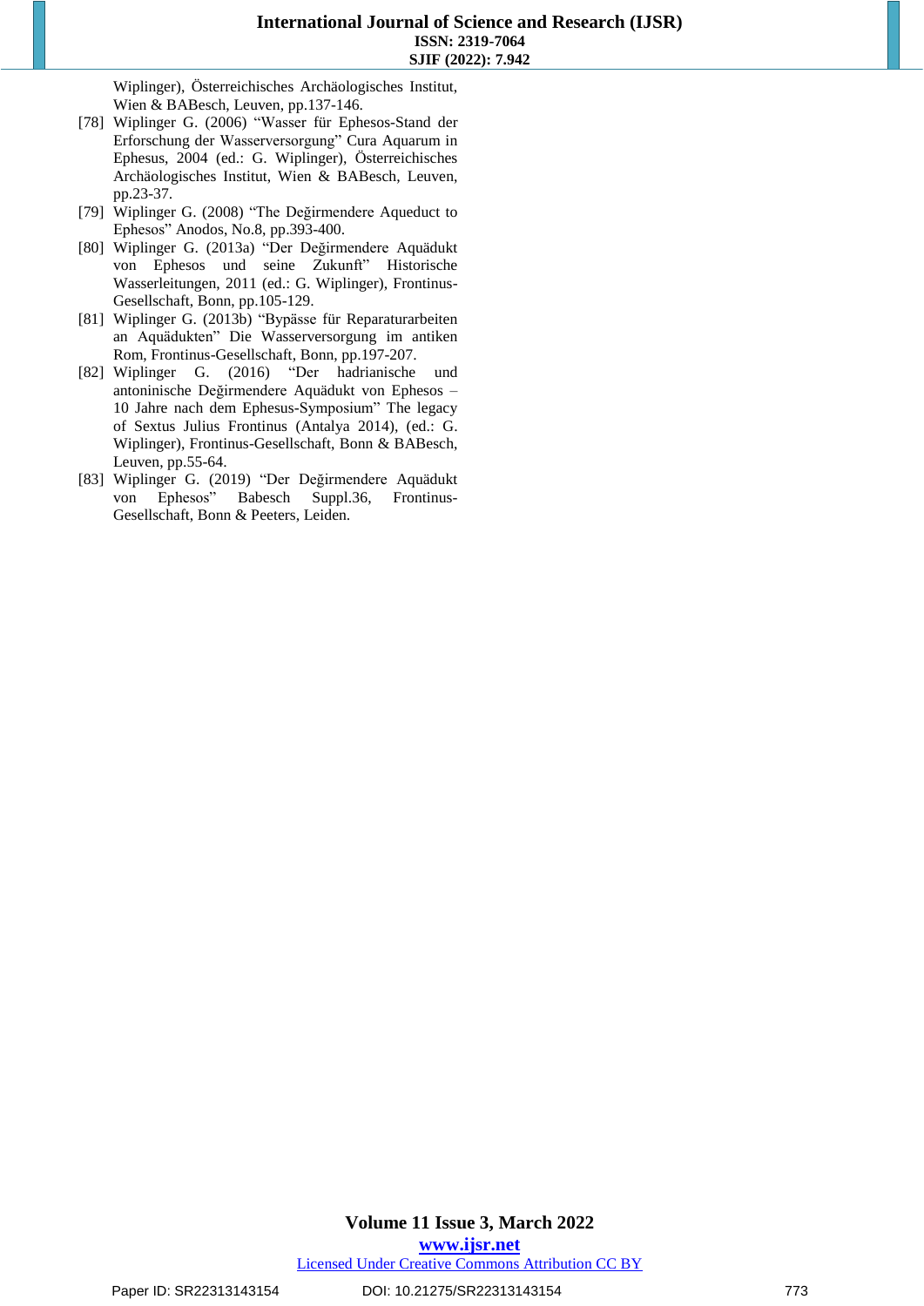Wiplinger), Österreichisches Archäologisches Institut, Wien & BABesch, Leuven, pp.137-146.

[78] Wiplinger G. (2006) "Wasser für Ephesos-Stand der Erforschung der Wasserversorgung" Cura Aquarum in Ephesus, 2004 (ed.: G. Wiplinger), Österreichisches Archäologisches Institut, Wien & BABesch, Leuven, pp.23-37.

[79] Wiplinger G. (2008) "The Değirmendere Aqueduct to Ephesos" Anodos, No.8, pp.393-400.

[80] Wiplinger G. (2013a) "Der Değirmendere Aquädukt von Ephesos und seine Zukunft" Historische Wasserleitungen, 2011 (ed.: G. Wiplinger), Frontinus-Gesellschaft, Bonn, pp.105-129.

[81] Wiplinger G. (2013b) "Bypässe für Reparaturarbeiten an Aquädukten" Die Wasserversorgung im antiken Rom, Frontinus-Gesellschaft, Bonn, pp.197-207.

[82] Wiplinger G. (2016) "Der hadrianische und antoninische Değirmendere Aquädukt von Ephesos – 10 Jahre nach dem Ephesus-Symposium" The legacy of Sextus Julius Frontinus (Antalya 2014), (ed.: G. Wiplinger), Frontinus-Gesellschaft, Bonn & BABesch, Leuven, pp.55-64.

[83] Wiplinger G. (2019) "Der Değirmendere Aquädukt von Ephesos" Babesch Suppl.36, Frontinus-Gesellschaft, Bonn & Peeters, Leiden.